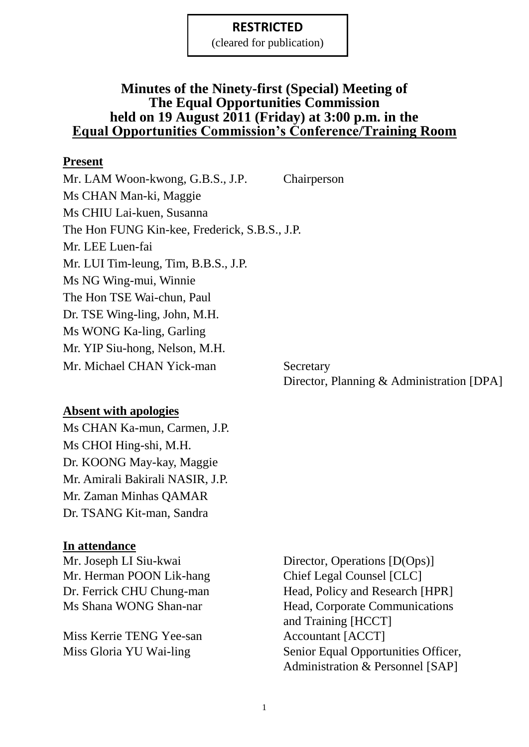**RESTRICTED**
(cleared for publication)

# Minutes of the Ninety-first (Special) Meeting of The Equal Opportunities Commission held on 19 August 2011 (Friday) at 3:00 p.m. in the Equal Opportunities Commission's Conference/Training Room

## Present

| | |
|---|---|
| Mr. LAM Woon-kwong, G.B.S., J.P. | Chairperson |
| Ms CHAN Man-ki, Maggie | |
| Ms CHIU Lai-kuen, Susanna | |
| The Hon FUNG Kin-kee, Frederick, S.B.S., J.P. | |
| Mr. LEE Luen-fai | |
| Mr. LUI Tim-leung, Tim, B.B.S., J.P. | |
| Ms NG Wing-mui, Winnie | |
| The Hon TSE Wai-chun, Paul | |
| Dr. TSE Wing-ling, John, M.H. | |
| Ms WONG Ka-ling, Garling | |
| Mr. YIP Siu-hong, Nelson, M.H. | |
| Mr. Michael CHAN Yick-man | Secretary<br>Director, Planning & Administration [DPA] |

## Absent with apologies

Ms CHAN Ka-mun, Carmen, J.P.
Ms CHOI Hing-shi, M.H.
Dr. KOONG May-kay, Maggie
Mr. Amirali Bakirali NASIR, J.P.
Mr. Zaman Minhas QAMAR
Dr. TSANG Kit-man, Sandra

## In attendance

| | |
|---|---|
| Mr. Joseph LI Siu-kwai | Director, Operations [D(Ops)] |
| Mr. Herman POON Lik-hang | Chief Legal Counsel [CLC] |
| Dr. Ferrick CHU Chung-man | Head, Policy and Research [HPR] |
| Ms Shana WONG Shan-nar | Head, Corporate Communications and Training [HCCT] |
| Miss Kerrie TENG Yee-san | Accountant [ACCT] |
| Miss Gloria YU Wai-ling | Senior Equal Opportunities Officer, Administration & Personnel [SAP] |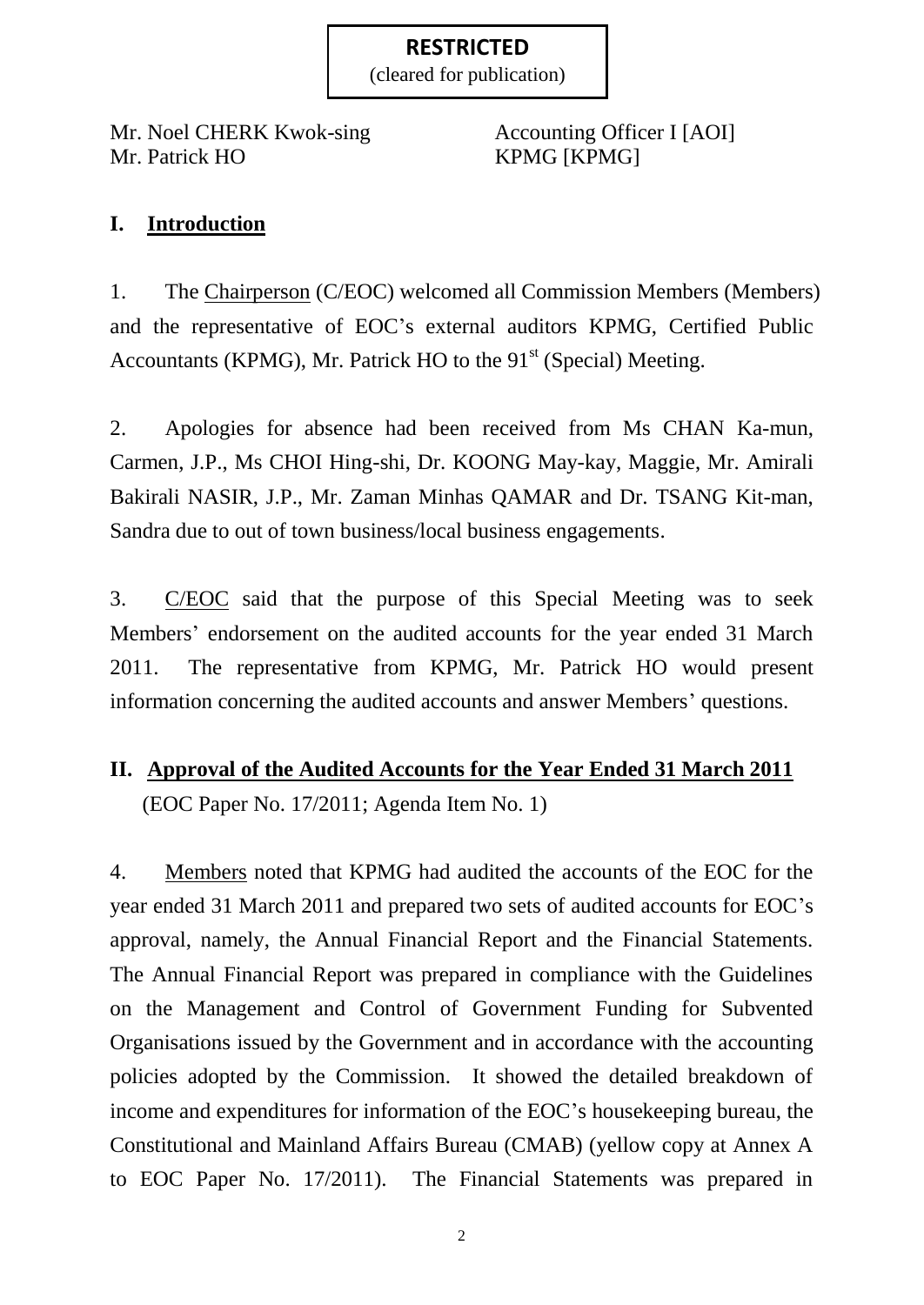**RESTRICTED**
(cleared for publication)

| | |
|---|---|
| Mr. Noel CHERK Kwok-sing | Accounting Officer I [AOI] |
| Mr. Patrick HO | KPMG [KPMG] |

## I. Introduction

1. The Chairperson (C/EOC) welcomed all Commission Members (Members) and the representative of EOC's external auditors KPMG, Certified Public Accountants (KPMG), Mr. Patrick HO to the 91st (Special) Meeting.

2. Apologies for absence had been received from Ms CHAN Ka-mun, Carmen, J.P., Ms CHOI Hing-shi, Dr. KOONG May-kay, Maggie, Mr. Amirali Bakirali NASIR, J.P., Mr. Zaman Minhas QAMAR and Dr. TSANG Kit-man, Sandra due to out of town business/local business engagements.

3. C/EOC said that the purpose of this Special Meeting was to seek Members' endorsement on the audited accounts for the year ended 31 March 2011. The representative from KPMG, Mr. Patrick HO would present information concerning the audited accounts and answer Members' questions.

## II. Approval of the Audited Accounts for the Year Ended 31 March 2011

(EOC Paper No. 17/2011; Agenda Item No. 1)

4. Members noted that KPMG had audited the accounts of the EOC for the year ended 31 March 2011 and prepared two sets of audited accounts for EOC's approval, namely, the Annual Financial Report and the Financial Statements. The Annual Financial Report was prepared in compliance with the Guidelines on the Management and Control of Government Funding for Subvented Organisations issued by the Government and in accordance with the accounting policies adopted by the Commission. It showed the detailed breakdown of income and expenditures for information of the EOC's housekeeping bureau, the Constitutional and Mainland Affairs Bureau (CMAB) (yellow copy at Annex A to EOC Paper No. 17/2011). The Financial Statements was prepared in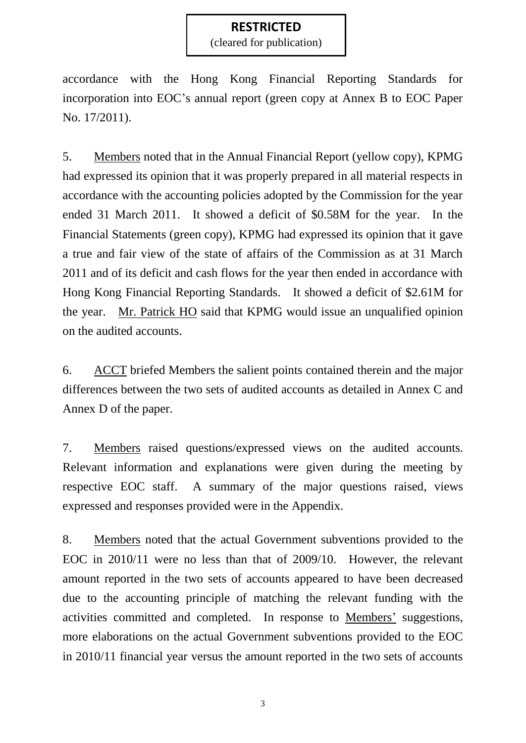accordance with the Hong Kong Financial Reporting Standards for incorporation into EOC's annual report (green copy at Annex B to EOC Paper No. 17/2011).

5. Members noted that in the Annual Financial Report (yellow copy), KPMG had expressed its opinion that it was properly prepared in all material respects in accordance with the accounting policies adopted by the Commission for the year ended 31 March 2011. It showed a deficit of \$0.58M for the year. In the Financial Statements (green copy), KPMG had expressed its opinion that it gave a true and fair view of the state of affairs of the Commission as at 31 March 2011 and of its deficit and cash flows for the year then ended in accordance with Hong Kong Financial Reporting Standards. It showed a deficit of \$2.61M for the year. Mr. Patrick HO said that KPMG would issue an unqualified opinion on the audited accounts.

6. ACCT briefed Members the salient points contained therein and the major differences between the two sets of audited accounts as detailed in Annex C and Annex D of the paper.

7. Members raised questions/expressed views on the audited accounts. Relevant information and explanations were given during the meeting by respective EOC staff. A summary of the major questions raised, views expressed and responses provided were in the Appendix.

8. Members noted that the actual Government subventions provided to the EOC in 2010/11 were no less than that of 2009/10. However, the relevant amount reported in the two sets of accounts appeared to have been decreased due to the accounting principle of matching the relevant funding with the activities committed and completed. In response to Members' suggestions, more elaborations on the actual Government subventions provided to the EOC in 2010/11 financial year versus the amount reported in the two sets of accounts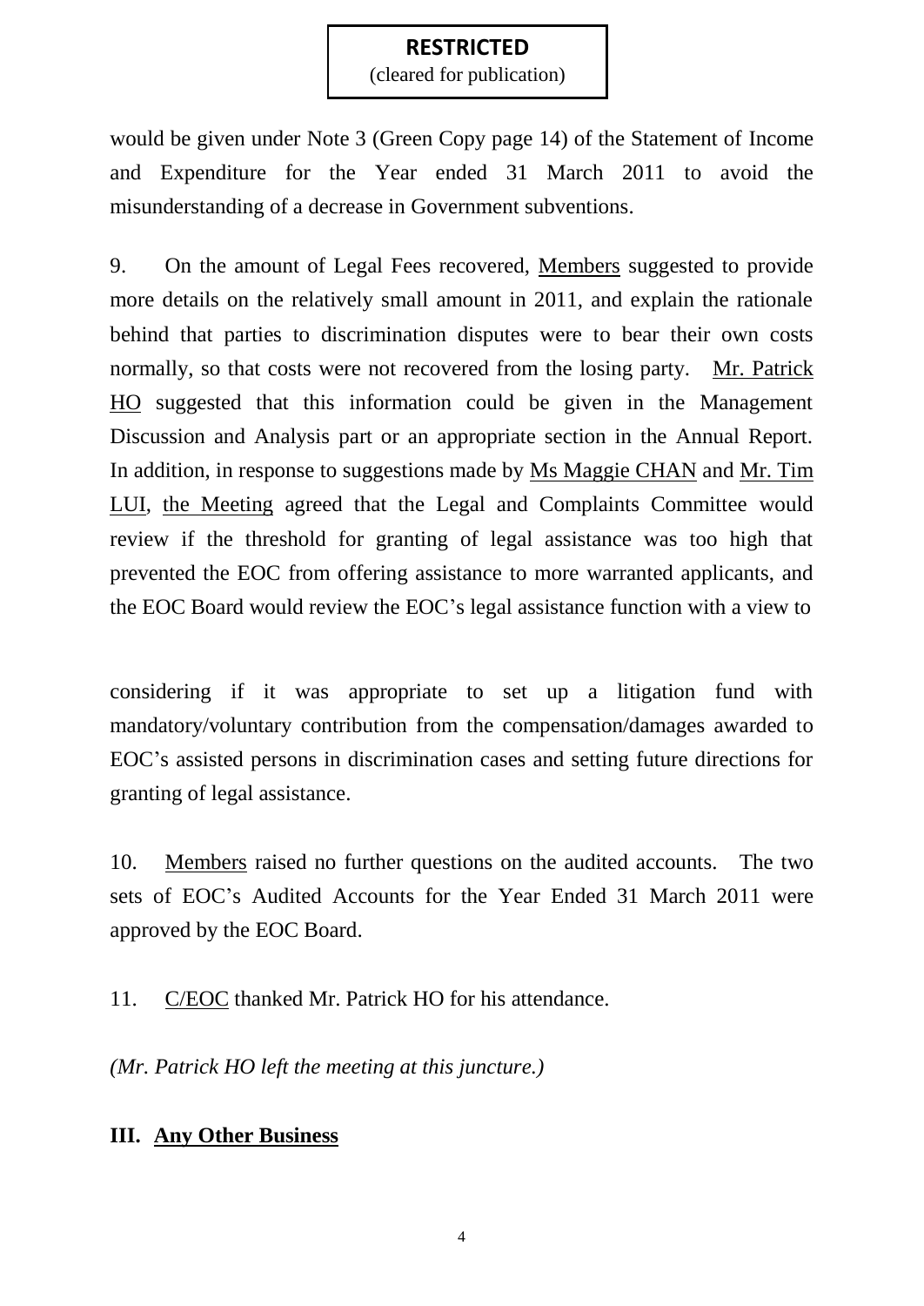**RESTRICTED**
(cleared for publication)

would be given under Note 3 (Green Copy page 14) of the Statement of Income and Expenditure for the Year ended 31 March 2011 to avoid the misunderstanding of a decrease in Government subventions.

9. On the amount of Legal Fees recovered, Members suggested to provide more details on the relatively small amount in 2011, and explain the rationale behind that parties to discrimination disputes were to bear their own costs normally, so that costs were not recovered from the losing party. Mr. Patrick HO suggested that this information could be given in the Management Discussion and Analysis part or an appropriate section in the Annual Report. In addition, in response to suggestions made by Ms Maggie CHAN and Mr. Tim LUI, the Meeting agreed that the Legal and Complaints Committee would review if the threshold for granting of legal assistance was too high that prevented the EOC from offering assistance to more warranted applicants, and the EOC Board would review the EOC's legal assistance function with a view to considering if it was appropriate to set up a litigation fund with mandatory/voluntary contribution from the compensation/damages awarded to EOC's assisted persons in discrimination cases and setting future directions for granting of legal assistance.

10. Members raised no further questions on the audited accounts. The two sets of EOC's Audited Accounts for the Year Ended 31 March 2011 were approved by the EOC Board.

11. C/EOC thanked Mr. Patrick HO for his attendance.

*(Mr. Patrick HO left the meeting at this juncture.)*

## III. Any Other Business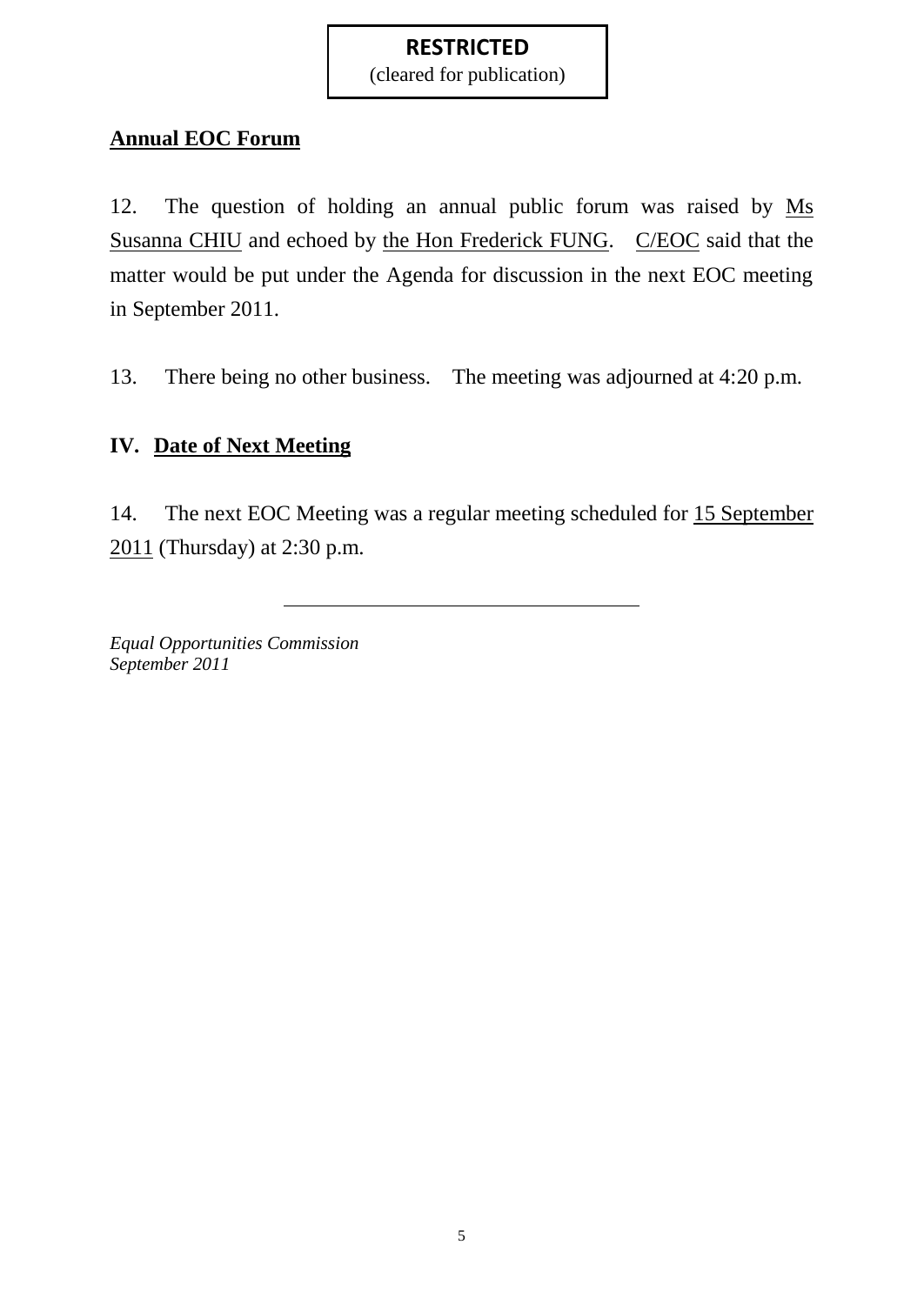**RESTRICTED**
(cleared for publication)

## Annual EOC Forum

12. The question of holding an annual public forum was raised by Ms Susanna CHIU and echoed by the Hon Frederick FUNG. C/EOC said that the matter would be put under the Agenda for discussion in the next EOC meeting in September 2011.

13. There being no other business. The meeting was adjourned at 4:20 p.m.

## IV. Date of Next Meeting

14. The next EOC Meeting was a regular meeting scheduled for 15 September 2011 (Thursday) at 2:30 p.m.

---

*Equal Opportunities Commission*
*September 2011*